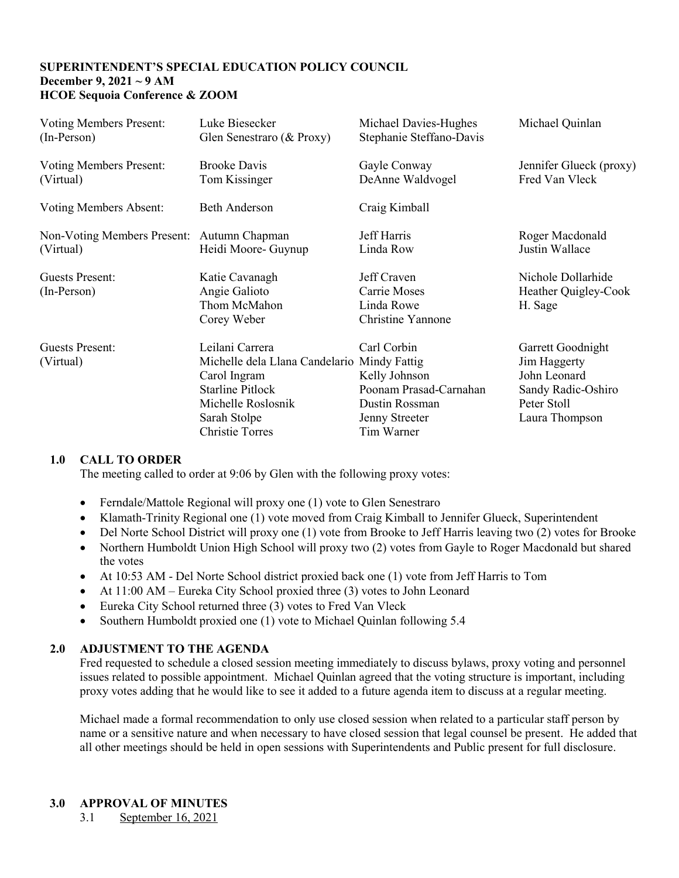**SUPERINTENDENT'S SPECIAL EDUCATION POLICY COUNCIL**
**December 9, 2021 ~ 9 AM**
**HCOE Sequoia Conference & ZOOM**

| | | | |
|---|---|---|---|
| Voting Members Present: (In-Person) | Luke Biesecker<br>Glen Senestraro (& Proxy) | Michael Davies-Hughes<br>Stephanie Steffano-Davis | Michael Quinlan |
| Voting Members Present: (Virtual) | Brooke Davis<br>Tom Kissinger | Gayle Conway<br>DeAnne Waldvogel | Jennifer Glueck (proxy)<br>Fred Van Vleck |
| Voting Members Absent: | Beth Anderson | Craig Kimball | |
| Non-Voting Members Present: (Virtual) | Autumn Chapman<br>Heidi Moore- Guynup | Jeff Harris<br>Linda Row | Roger Macdonald<br>Justin Wallace |
| Guests Present: (In-Person) | Katie Cavanagh<br>Angie Galioto<br>Thom McMahon<br>Corey Weber | Jeff Craven<br>Carrie Moses<br>Linda Rowe<br>Christine Yannone | Nichole Dollarhide<br>Heather Quigley-Cook<br>H. Sage |
| Guests Present: (Virtual) | Leilani Carrera<br>Michelle dela Llana Candelario<br>Carol Ingram<br>Starline Pitlock<br>Michelle Roslosnik<br>Sarah Stolpe<br>Christie Torres | Carl Corbin<br>Mindy Fattig<br>Kelly Johnson<br>Poonam Prasad-Carnahan<br>Dustin Rossman<br>Jenny Streeter<br>Tim Warner | Garrett Goodnight<br>Jim Haggerty<br>John Leonard<br>Sandy Radic-Oshiro<br>Peter Stoll<br>Laura Thompson |

## 1.0 CALL TO ORDER

The meeting called to order at 9:06 by Glen with the following proxy votes:

- Ferndale/Mattole Regional will proxy one (1) vote to Glen Senestraro
- Klamath-Trinity Regional one (1) vote moved from Craig Kimball to Jennifer Glueck, Superintendent
- Del Norte School District will proxy one (1) vote from Brooke to Jeff Harris leaving two (2) votes for Brooke
- Northern Humboldt Union High School will proxy two (2) votes from Gayle to Roger Macdonald but shared the votes
- At 10:53 AM - Del Norte School district proxied back one (1) vote from Jeff Harris to Tom
- At 11:00 AM – Eureka City School proxied three (3) votes to John Leonard
- Eureka City School returned three (3) votes to Fred Van Vleck
- Southern Humboldt proxied one (1) vote to Michael Quinlan following 5.4

## 2.0 ADJUSTMENT TO THE AGENDA

Fred requested to schedule a closed session meeting immediately to discuss bylaws, proxy voting and personnel issues related to possible appointment. Michael Quinlan agreed that the voting structure is important, including proxy votes adding that he would like to see it added to a future agenda item to discuss at a regular meeting.

Michael made a formal recommendation to only use closed session when related to a particular staff person by name or a sensitive nature and when necessary to have closed session that legal counsel be present. He added that all other meetings should be held in open sessions with Superintendents and Public present for full disclosure.

## 3.0 APPROVAL OF MINUTES

3.1 September 16, 2021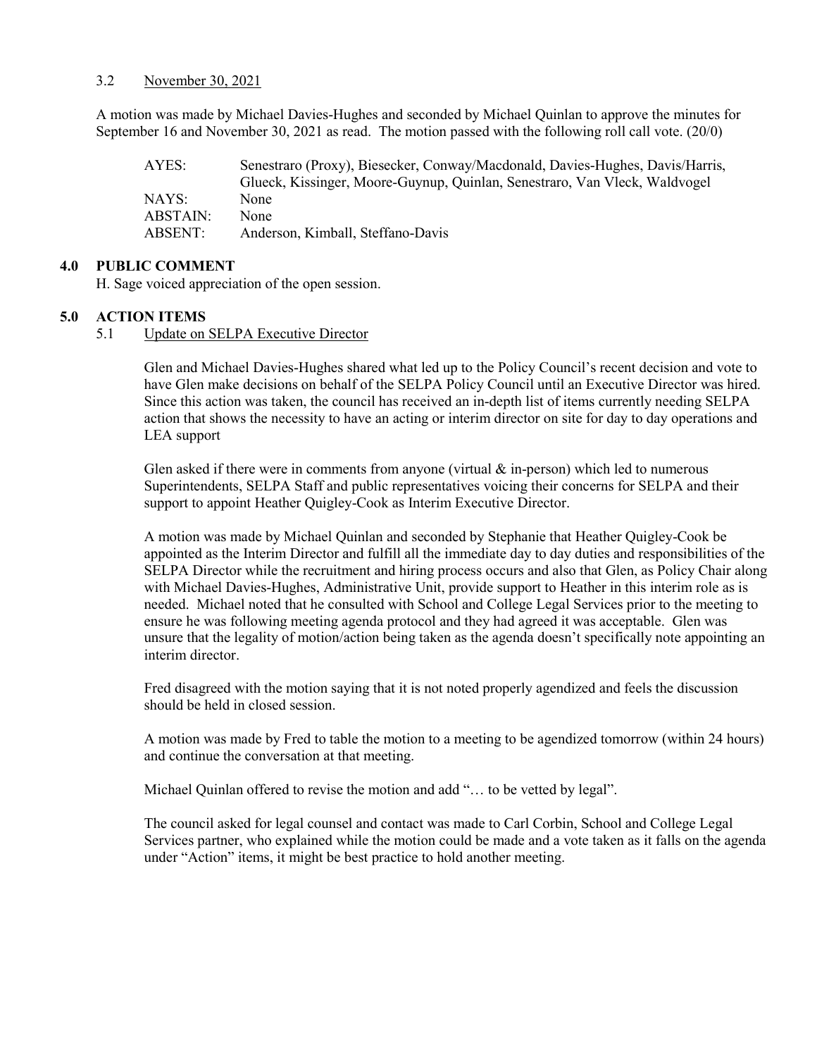3.2 November 30, 2021

A motion was made by Michael Davies-Hughes and seconded by Michael Quinlan to approve the minutes for September 16 and November 30, 2021 as read. The motion passed with the following roll call vote. (20/0)

| | |
|---|---|
| AYES: | Senestraro (Proxy), Biesecker, Conway/Macdonald, Davies-Hughes, Davis/Harris, Glueck, Kissinger, Moore-Guynup, Quinlan, Senestraro, Van Vleck, Waldvogel |
| NAYS: | None |
| ABSTAIN: | None |
| ABSENT: | Anderson, Kimball, Steffano-Davis |

## 4.0 PUBLIC COMMENT

H. Sage voiced appreciation of the open session.

## 5.0 ACTION ITEMS

5.1 Update on SELPA Executive Director

Glen and Michael Davies-Hughes shared what led up to the Policy Council's recent decision and vote to have Glen make decisions on behalf of the SELPA Policy Council until an Executive Director was hired. Since this action was taken, the council has received an in-depth list of items currently needing SELPA action that shows the necessity to have an acting or interim director on site for day to day operations and LEA support

Glen asked if there were in comments from anyone (virtual & in-person) which led to numerous Superintendents, SELPA Staff and public representatives voicing their concerns for SELPA and their support to appoint Heather Quigley-Cook as Interim Executive Director.

A motion was made by Michael Quinlan and seconded by Stephanie that Heather Quigley-Cook be appointed as the Interim Director and fulfill all the immediate day to day duties and responsibilities of the SELPA Director while the recruitment and hiring process occurs and also that Glen, as Policy Chair along with Michael Davies-Hughes, Administrative Unit, provide support to Heather in this interim role as is needed. Michael noted that he consulted with School and College Legal Services prior to the meeting to ensure he was following meeting agenda protocol and they had agreed it was acceptable. Glen was unsure that the legality of motion/action being taken as the agenda doesn't specifically note appointing an interim director.

Fred disagreed with the motion saying that it is not noted properly agendized and feels the discussion should be held in closed session.

A motion was made by Fred to table the motion to a meeting to be agendized tomorrow (within 24 hours) and continue the conversation at that meeting.

Michael Quinlan offered to revise the motion and add "… to be vetted by legal".

The council asked for legal counsel and contact was made to Carl Corbin, School and College Legal Services partner, who explained while the motion could be made and a vote taken as it falls on the agenda under "Action" items, it might be best practice to hold another meeting.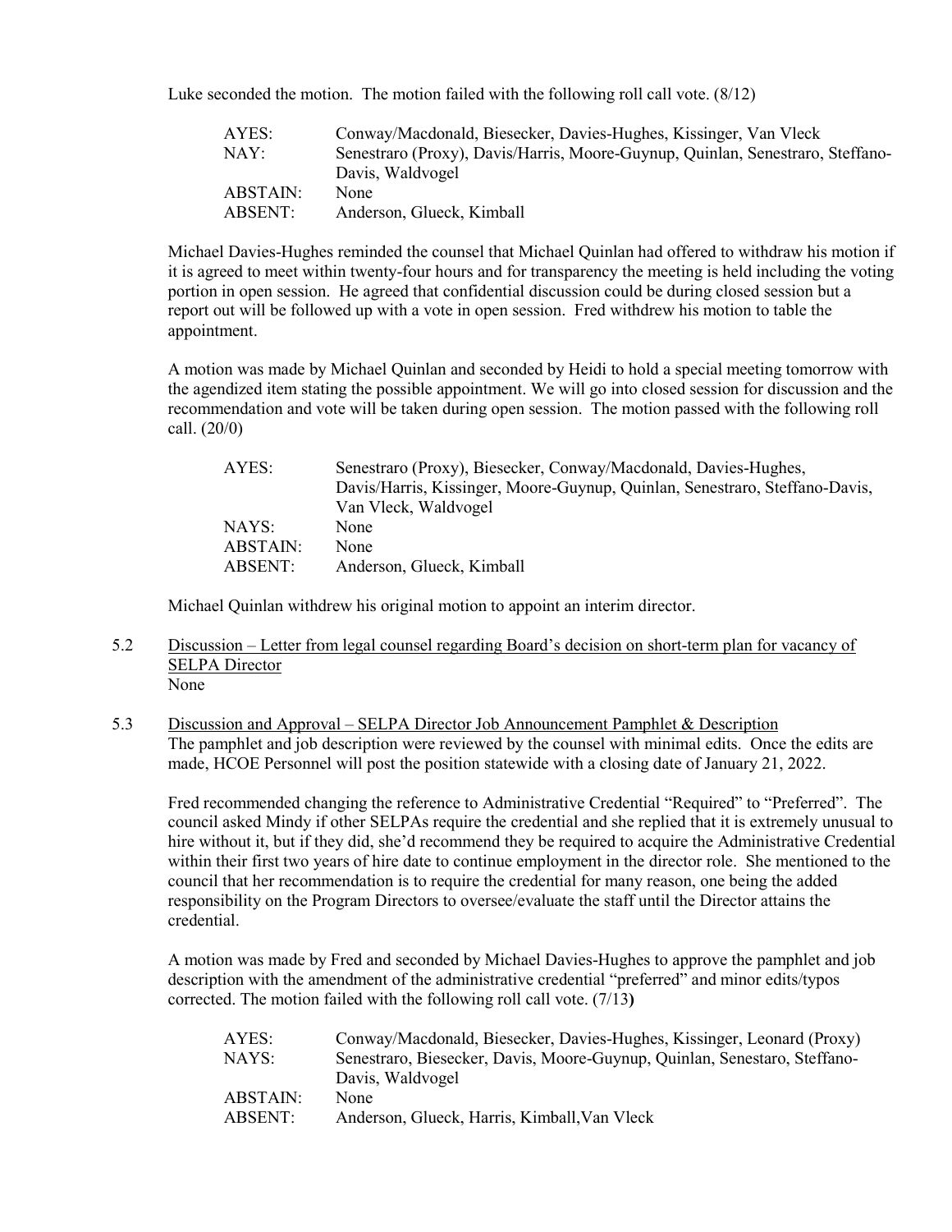Luke seconded the motion. The motion failed with the following roll call vote. (8/12)

| | |
|---|---|
| AYES: | Conway/Macdonald, Biesecker, Davies-Hughes, Kissinger, Van Vleck |
| NAY: | Senestraro (Proxy), Davis/Harris, Moore-Guynup, Quinlan, Senestraro, Steffano-Davis, Waldvogel |
| ABSTAIN: | None |
| ABSENT: | Anderson, Glueck, Kimball |

Michael Davies-Hughes reminded the counsel that Michael Quinlan had offered to withdraw his motion if it is agreed to meet within twenty-four hours and for transparency the meeting is held including the voting portion in open session. He agreed that confidential discussion could be during closed session but a report out will be followed up with a vote in open session. Fred withdrew his motion to table the appointment.

A motion was made by Michael Quinlan and seconded by Heidi to hold a special meeting tomorrow with the agendized item stating the possible appointment. We will go into closed session for discussion and the recommendation and vote will be taken during open session. The motion passed with the following roll call. (20/0)

| | |
|---|---|
| AYES: | Senestraro (Proxy), Biesecker, Conway/Macdonald, Davies-Hughes, Davis/Harris, Kissinger, Moore-Guynup, Quinlan, Senestraro, Steffano-Davis, Van Vleck, Waldvogel |
| NAYS: | None |
| ABSTAIN: | None |
| ABSENT: | Anderson, Glueck, Kimball |

Michael Quinlan withdrew his original motion to appoint an interim director.

5.2 Discussion – Letter from legal counsel regarding Board's decision on short-term plan for vacancy of SELPA Director

None

5.3 Discussion and Approval – SELPA Director Job Announcement Pamphlet & Description

The pamphlet and job description were reviewed by the counsel with minimal edits. Once the edits are made, HCOE Personnel will post the position statewide with a closing date of January 21, 2022.

Fred recommended changing the reference to Administrative Credential "Required" to "Preferred". The council asked Mindy if other SELPAs require the credential and she replied that it is extremely unusual to hire without it, but if they did, she'd recommend they be required to acquire the Administrative Credential within their first two years of hire date to continue employment in the director role. She mentioned to the council that her recommendation is to require the credential for many reason, one being the added responsibility on the Program Directors to oversee/evaluate the staff until the Director attains the credential.

A motion was made by Fred and seconded by Michael Davies-Hughes to approve the pamphlet and job description with the amendment of the administrative credential "preferred" and minor edits/typos corrected. The motion failed with the following roll call vote. (7/13)

| | |
|---|---|
| AYES: | Conway/Macdonald, Biesecker, Davies-Hughes, Kissinger, Leonard (Proxy) |
| NAYS: | Senestraro, Biesecker, Davis, Moore-Guynup, Quinlan, Senestaro, Steffano-Davis, Waldvogel |
| ABSTAIN: | None |
| ABSENT: | Anderson, Glueck, Harris, Kimball, Van Vleck |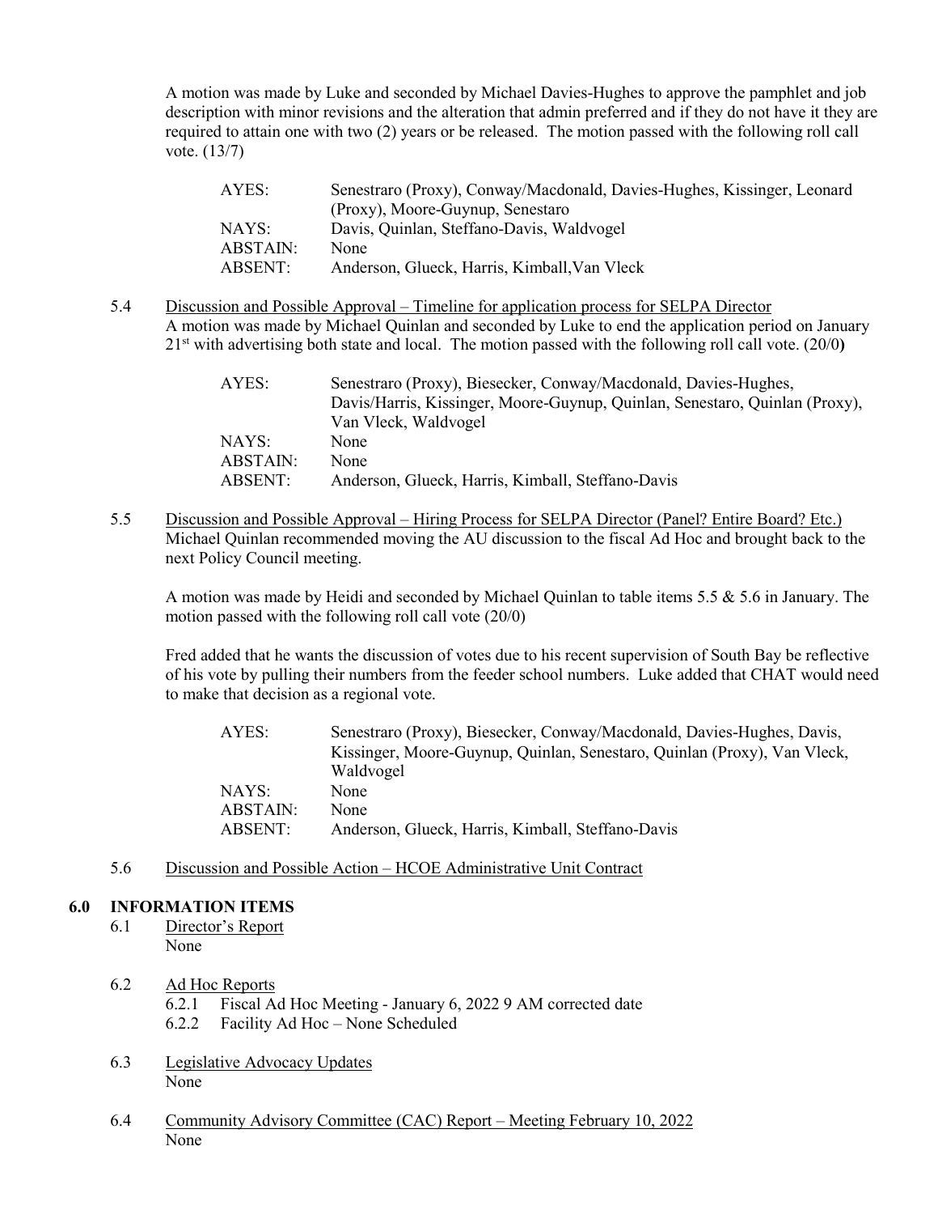A motion was made by Luke and seconded by Michael Davies-Hughes to approve the pamphlet and job description with minor revisions and the alteration that admin preferred and if they do not have it they are required to attain one with two (2) years or be released. The motion passed with the following roll call vote. (13/7)

| | |
|---|---|
| AYES: | Senestraro (Proxy), Conway/Macdonald, Davies-Hughes, Kissinger, Leonard (Proxy), Moore-Guynup, Senestaro |
| NAYS: | Davis, Quinlan, Steffano-Davis, Waldvogel |
| ABSTAIN: | None |
| ABSENT: | Anderson, Glueck, Harris, Kimball, Van Vleck |

5.4 Discussion and Possible Approval – Timeline for application process for SELPA Director

A motion was made by Michael Quinlan and seconded by Luke to end the application period on January 21st with advertising both state and local. The motion passed with the following roll call vote. (20/0**)**

| | |
|---|---|
| AYES: | Senestraro (Proxy), Biesecker, Conway/Macdonald, Davies-Hughes, Davis/Harris, Kissinger, Moore-Guynup, Quinlan, Senestaro, Quinlan (Proxy), Van Vleck, Waldvogel |
| NAYS: | None |
| ABSTAIN: | None |
| ABSENT: | Anderson, Glueck, Harris, Kimball, Steffano-Davis |

5.5 Discussion and Possible Approval – Hiring Process for SELPA Director (Panel? Entire Board? Etc.)

Michael Quinlan recommended moving the AU discussion to the fiscal Ad Hoc and brought back to the next Policy Council meeting.

A motion was made by Heidi and seconded by Michael Quinlan to table items 5.5 & 5.6 in January. The motion passed with the following roll call vote (20/0)

Fred added that he wants the discussion of votes due to his recent supervision of South Bay be reflective of his vote by pulling their numbers from the feeder school numbers. Luke added that CHAT would need to make that decision as a regional vote.

| | |
|---|---|
| AYES: | Senestraro (Proxy), Biesecker, Conway/Macdonald, Davies-Hughes, Davis, Kissinger, Moore-Guynup, Quinlan, Senestaro, Quinlan (Proxy), Van Vleck, Waldvogel |
| NAYS: | None |
| ABSTAIN: | None |
| ABSENT: | Anderson, Glueck, Harris, Kimball, Steffano-Davis |

5.6 Discussion and Possible Action – HCOE Administrative Unit Contract

## 6.0 INFORMATION ITEMS

6.1 Director's Report

None

6.2 Ad Hoc Reports

- 6.2.1 Fiscal Ad Hoc Meeting - January 6, 2022 9 AM corrected date
- 6.2.2 Facility Ad Hoc – None Scheduled

6.3 Legislative Advocacy Updates

None

6.4 Community Advisory Committee (CAC) Report – Meeting February 10, 2022

None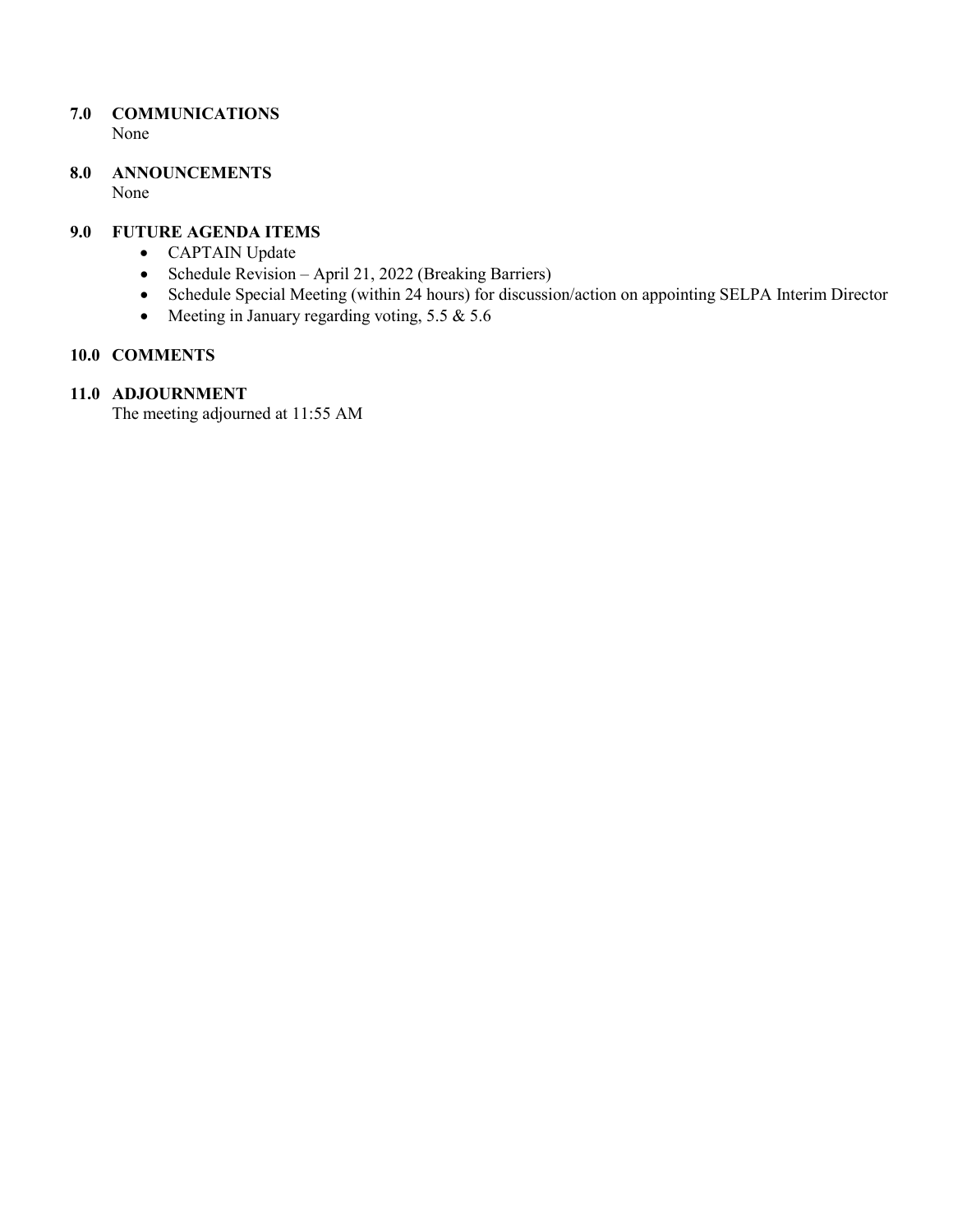**7.0 COMMUNICATIONS**

None

**8.0 ANNOUNCEMENTS**

None

**9.0 FUTURE AGENDA ITEMS**

- CAPTAIN Update
- Schedule Revision – April 21, 2022 (Breaking Barriers)
- Schedule Special Meeting (within 24 hours) for discussion/action on appointing SELPA Interim Director
- Meeting in January regarding voting, 5.5 & 5.6

**10.0 COMMENTS**

**11.0 ADJOURNMENT**

The meeting adjourned at 11:55 AM